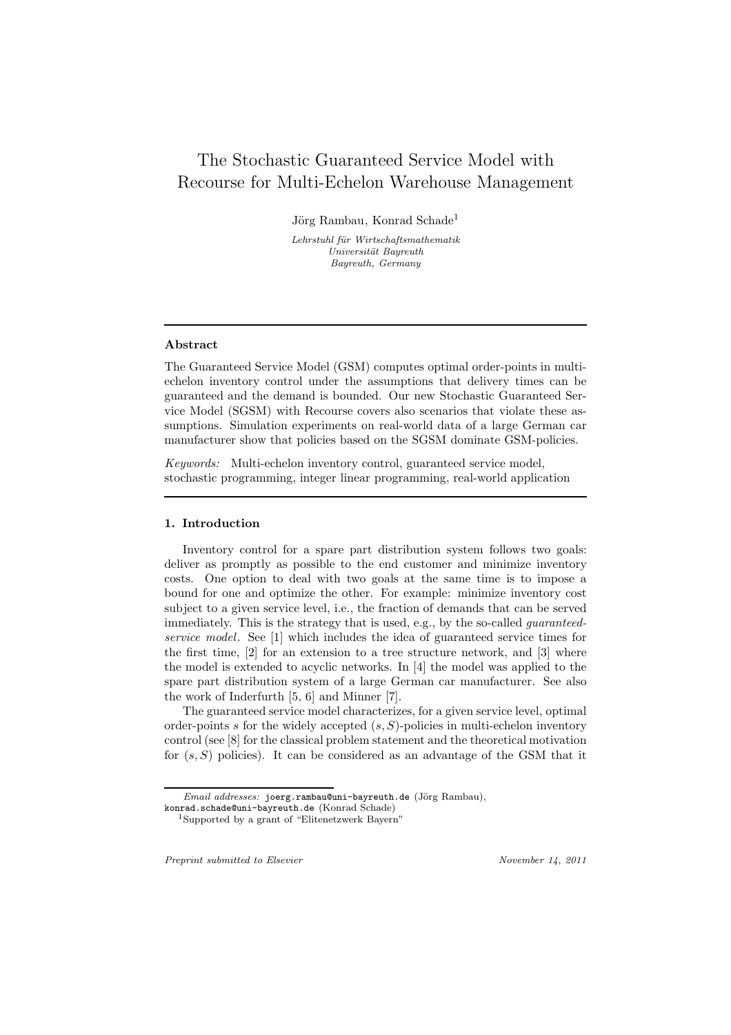# The Stochastic Guaranteed Service Model with Recourse for Multi-Echelon Warehouse Management

Jörg Rambau, Konrad Schade[1]

*Lehrstuhl für Wirtschaftsmathematik*
*Universität Bayreuth*
*Bayreuth, Germany*

---

### Abstract

The Guaranteed Service Model (GSM) computes optimal order-points in multi-echelon inventory control under the assumptions that delivery times can be guaranteed and the demand is bounded. Our new Stochastic Guaranteed Service Model (SGSM) with Recourse covers also scenarios that violate these assumptions. Simulation experiments on real-world data of a large German car manufacturer show that policies based on the SGSM dominate GSM-policies.

*Keywords:* Multi-echelon inventory control, guaranteed service model, stochastic programming, integer linear programming, real-world application

---

## 1. Introduction

Inventory control for a spare part distribution system follows two goals: deliver as promptly as possible to the end customer and minimize inventory costs. One option to deal with two goals at the same time is to impose a bound for one and optimize the other. For example: minimize inventory cost subject to a given service level, i.e., the fraction of demands that can be served immediately. This is the strategy that is used, e.g., by the so-called *guaranteed-service model*. See [1] which includes the idea of guaranteed service times for the first time, [2] for an extension to a tree structure network, and [3] where the model is extended to acyclic networks. In [4] the model was applied to the spare part distribution system of a large German car manufacturer. See also the work of Inderfurth [5, 6] and Minner [7].

The guaranteed service model characterizes, for a given service level, optimal order-points $s$ for the widely accepted $(s, S)$-policies in multi-echelon inventory control (see [8] for the classical problem statement and the theoretical motivation for $(s, S)$ policies). It can be considered as an advantage of the GSM that it

*Email addresses:* joerg.rambau@uni-bayreuth.de (Jörg Rambau), konrad.schade@uni-bayreuth.de (Konrad Schade)

[1] Supported by a grant of "Elitenetzwerk Bayern"

*Preprint submitted to Elsevier* *November 14, 2011*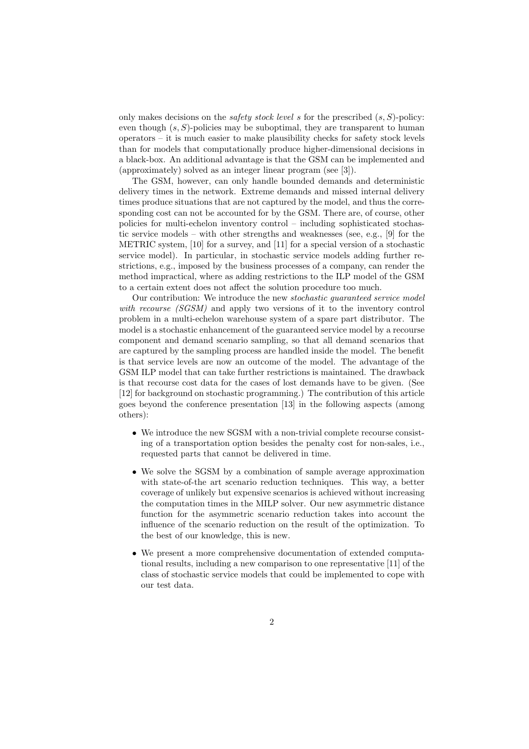only makes decisions on the *safety stock level s* for the prescribed $(s, S)$-policy: even though $(s, S)$-policies may be suboptimal, they are transparent to human operators – it is much easier to make plausibility checks for safety stock levels than for models that computationally produce higher-dimensional decisions in a black-box. An additional advantage is that the GSM can be implemented and (approximately) solved as an integer linear program (see [3]).

The GSM, however, can only handle bounded demands and deterministic delivery times in the network. Extreme demands and missed internal delivery times produce situations that are not captured by the model, and thus the corresponding cost can not be accounted for by the GSM. There are, of course, other policies for multi-echelon inventory control – including sophisticated stochastic service models – with other strengths and weaknesses (see, e.g., [9] for the METRIC system, [10] for a survey, and [11] for a special version of a stochastic service model). In particular, in stochastic service models adding further restrictions, e.g., imposed by the business processes of a company, can render the method impractical, where as adding restrictions to the ILP model of the GSM to a certain extent does not affect the solution procedure too much.

Our contribution: We introduce the new *stochastic guaranteed service model with recourse (SGSM)* and apply two versions of it to the inventory control problem in a multi-echelon warehouse system of a spare part distributor. The model is a stochastic enhancement of the guaranteed service model by a recourse component and demand scenario sampling, so that all demand scenarios that are captured by the sampling process are handled inside the model. The benefit is that service levels are now an outcome of the model. The advantage of the GSM ILP model that can take further restrictions is maintained. The drawback is that recourse cost data for the cases of lost demands have to be given. (See [12] for background on stochastic programming.) The contribution of this article goes beyond the conference presentation [13] in the following aspects (among others):

- We introduce the new SGSM with a non-trivial complete recourse consisting of a transportation option besides the penalty cost for non-sales, i.e., requested parts that cannot be delivered in time.
- We solve the SGSM by a combination of sample average approximation with state-of-the art scenario reduction techniques. This way, a better coverage of unlikely but expensive scenarios is achieved without increasing the computation times in the MILP solver. Our new asymmetric distance function for the asymmetric scenario reduction takes into account the influence of the scenario reduction on the result of the optimization. To the best of our knowledge, this is new.
- We present a more comprehensive documentation of extended computational results, including a new comparison to one representative [11] of the class of stochastic service models that could be implemented to cope with our test data.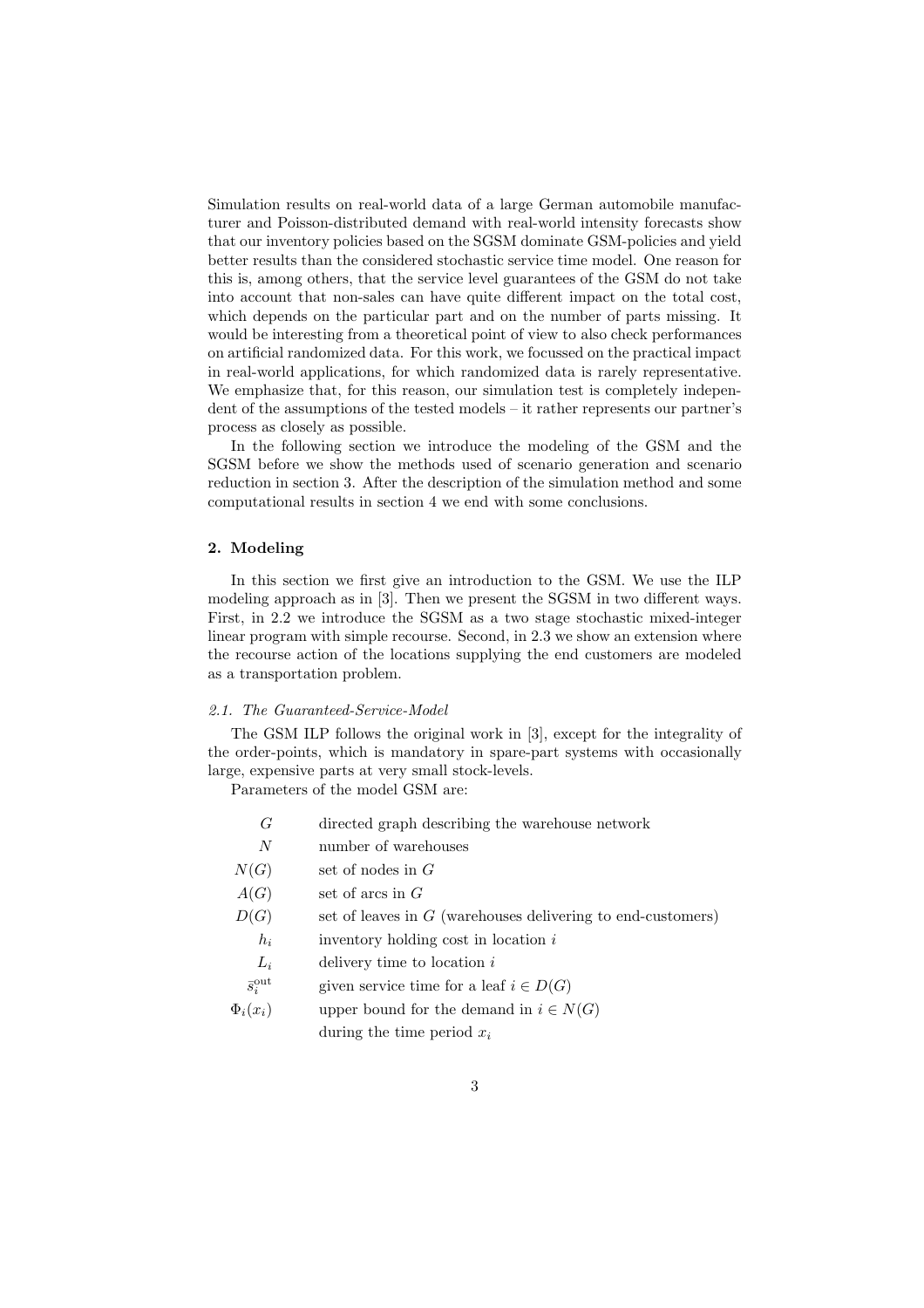Simulation results on real-world data of a large German automobile manufacturer and Poisson-distributed demand with real-world intensity forecasts show that our inventory policies based on the SGSM dominate GSM-policies and yield better results than the considered stochastic service time model. One reason for this is, among others, that the service level guarantees of the GSM do not take into account that non-sales can have quite different impact on the total cost, which depends on the particular part and on the number of parts missing. It would be interesting from a theoretical point of view to also check performances on artificial randomized data. For this work, we focussed on the practical impact in real-world applications, for which randomized data is rarely representative. We emphasize that, for this reason, our simulation test is completely independent of the assumptions of the tested models – it rather represents our partner's process as closely as possible.

In the following section we introduce the modeling of the GSM and the SGSM before we show the methods used of scenario generation and scenario reduction in section 3. After the description of the simulation method and some computational results in section 4 we end with some conclusions.

## 2. Modeling

In this section we first give an introduction to the GSM. We use the ILP modeling approach as in [3]. Then we present the SGSM in two different ways. First, in 2.2 we introduce the SGSM as a two stage stochastic mixed-integer linear program with simple recourse. Second, in 2.3 we show an extension where the recourse action of the locations supplying the end customers are modeled as a transportation problem.

### 2.1. The Guaranteed-Service-Model

The GSM ILP follows the original work in [3], except for the integrality of the order-points, which is mandatory in spare-part systems with occasionally large, expensive parts at very small stock-levels.

Parameters of the model GSM are:

| | |
|---|---|
| $G$ | directed graph describing the warehouse network |
| $N$ | number of warehouses |
| $N(G)$ | set of nodes in $G$ |
| $A(G)$ | set of arcs in $G$ |
| $D(G)$ | set of leaves in $G$ (warehouses delivering to end-customers) |
| $h_i$ | inventory holding cost in location $i$ |
| $L_i$ | delivery time to location $i$ |
| $\bar{s}_i^{\text{out}}$ | given service time for a leaf $i \in D(G)$ |
| $\Phi_i(x_i)$ | upper bound for the demand in $i \in N(G)$ during the time period $x_i$ |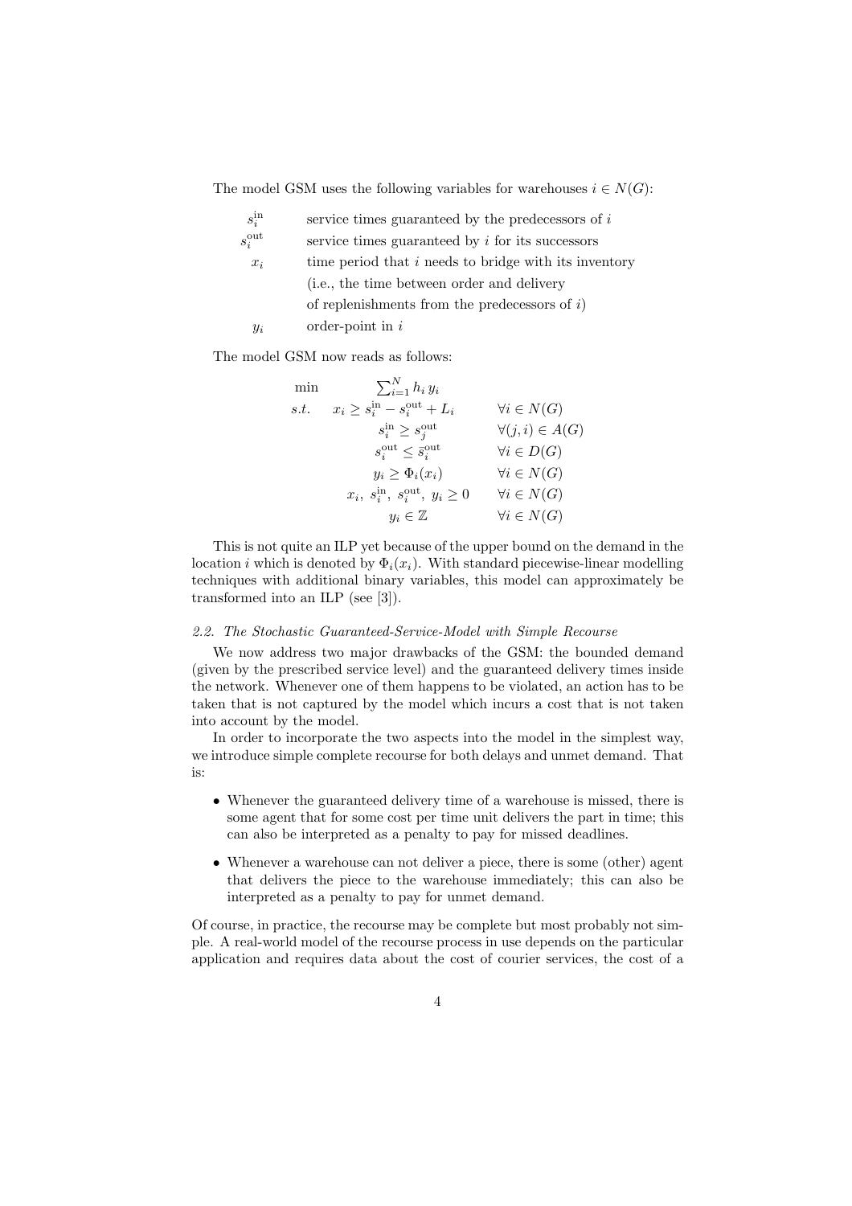The model GSM uses the following variables for warehouses $i \in N(G)$:

| | |
|---|---|
| $s_i^{\text{in}}$ | service times guaranteed by the predecessors of $i$ |
| $s_i^{\text{out}}$ | service times guaranteed by $i$ for its successors |
| $x_i$ | time period that $i$ needs to bridge with its inventory (i.e., the time between order and delivery of replenishments from the predecessors of $i$) |
| $y_i$ | order-point in $i$ |

The model GSM now reads as follows:

$$
\begin{array}{lrl}
\min & \sum_{i=1}^{N} h_i \, y_i & \\
s.t. & x_i \geq s_i^{\text{in}} - s_i^{\text{out}} + L_i & \forall i \in N(G) \\
& s_i^{\text{in}} \geq s_j^{\text{out}} & \forall (j,i) \in A(G) \\
& s_i^{\text{out}} \leq \bar{s}_i^{\text{out}} & \forall i \in D(G) \\
& y_i \geq \Phi_i(x_i) & \forall i \in N(G) \\
& x_i, \; s_i^{\text{in}}, \; s_i^{\text{out}}, \; y_i \geq 0 & \forall i \in N(G) \\
& y_i \in \mathbb{Z} & \forall i \in N(G)
\end{array}
$$

This is not quite an ILP yet because of the upper bound on the demand in the location $i$ which is denoted by $\Phi_i(x_i)$. With standard piecewise-linear modelling techniques with additional binary variables, this model can approximately be transformed into an ILP (see [3]).

### 2.2. The Stochastic Guaranteed-Service-Model with Simple Recourse

We now address two major drawbacks of the GSM: the bounded demand (given by the prescribed service level) and the guaranteed delivery times inside the network. Whenever one of them happens to be violated, an action has to be taken that is not captured by the model which incurs a cost that is not taken into account by the model.

In order to incorporate the two aspects into the model in the simplest way, we introduce simple complete recourse for both delays and unmet demand. That is:

- Whenever the guaranteed delivery time of a warehouse is missed, there is some agent that for some cost per time unit delivers the part in time; this can also be interpreted as a penalty to pay for missed deadlines.
- Whenever a warehouse can not deliver a piece, there is some (other) agent that delivers the piece to the warehouse immediately; this can also be interpreted as a penalty to pay for unmet demand.

Of course, in practice, the recourse may be complete but most probably not simple. A real-world model of the recourse process in use depends on the particular application and requires data about the cost of courier services, the cost of a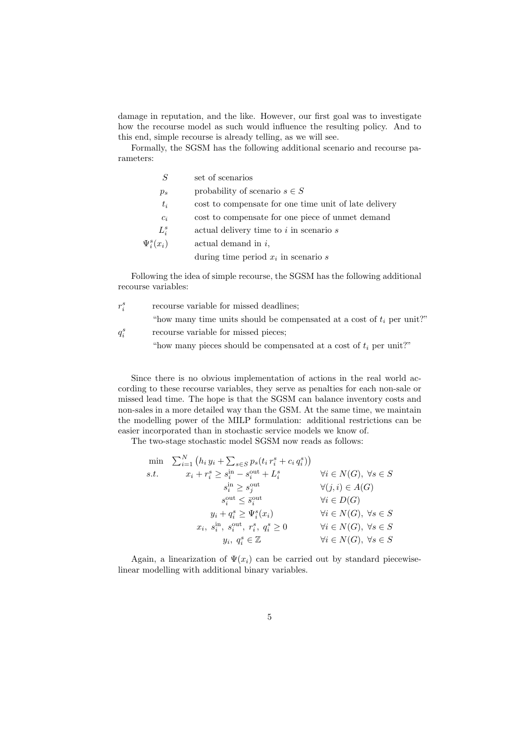damage in reputation, and the like. However, our first goal was to investigate how the recourse model as such would influence the resulting policy. And to this end, simple recourse is already telling, as we will see.

Formally, the SGSM has the following additional scenario and recourse parameters:

| | |
|---|---|
| $S$ | set of scenarios |
| $p_s$ | probability of scenario $s \in S$ |
| $t_i$ | cost to compensate for one time unit of late delivery |
| $c_i$ | cost to compensate for one piece of unmet demand |
| $L_i^s$ | actual delivery time to $i$ in scenario $s$ |
| $\Psi_i^s(x_i)$ | actual demand in $i$, during time period $x_i$ in scenario $s$ |

Following the idea of simple recourse, the SGSM has the following additional recourse variables:

$r_i^s$ — recourse variable for missed deadlines; "how many time units should be compensated at a cost of $t_i$ per unit?"

$q_i^s$ — recourse variable for missed pieces; "how many pieces should be compensated at a cost of $t_i$ per unit?"

Since there is no obvious implementation of actions in the real world according to these recourse variables, they serve as penalties for each non-sale or missed lead time. The hope is that the SGSM can balance inventory costs and non-sales in a more detailed way than the GSM. At the same time, we maintain the modelling power of the MILP formulation: additional restrictions can be easier incorporated than in stochastic service models we know of.

The two-stage stochastic model SGSM now reads as follows:

$$
\begin{array}{lll}
\min & \sum_{i=1}^{N} \left( h_i \, y_i + \sum_{s \in S} p_s (t_i \, r_i^s + c_i \, q_i^s) \right) & \\
s.t. & x_i + r_i^s \geq s_i^{\text{in}} - s_i^{\text{out}} + L_i^s & \forall i \in N(G), \ \forall s \in S \\
& s_i^{\text{in}} \geq s_j^{\text{out}} & \forall (j,i) \in A(G) \\
& s_i^{\text{out}} \leq \bar{s}_i^{\text{out}} & \forall i \in D(G) \\
& y_i + q_i^s \geq \Psi_i^s(x_i) & \forall i \in N(G), \ \forall s \in S \\
& x_i, \ s_i^{\text{in}}, \ s_i^{\text{out}}, \ r_i^s, \ q_i^s \geq 0 & \forall i \in N(G), \ \forall s \in S \\
& y_i, \ q_i^s \in \mathbb{Z} & \forall i \in N(G), \ \forall s \in S
\end{array}
$$

Again, a linearization of $\Psi(x_i)$ can be carried out by standard piecewise-linear modelling with additional binary variables.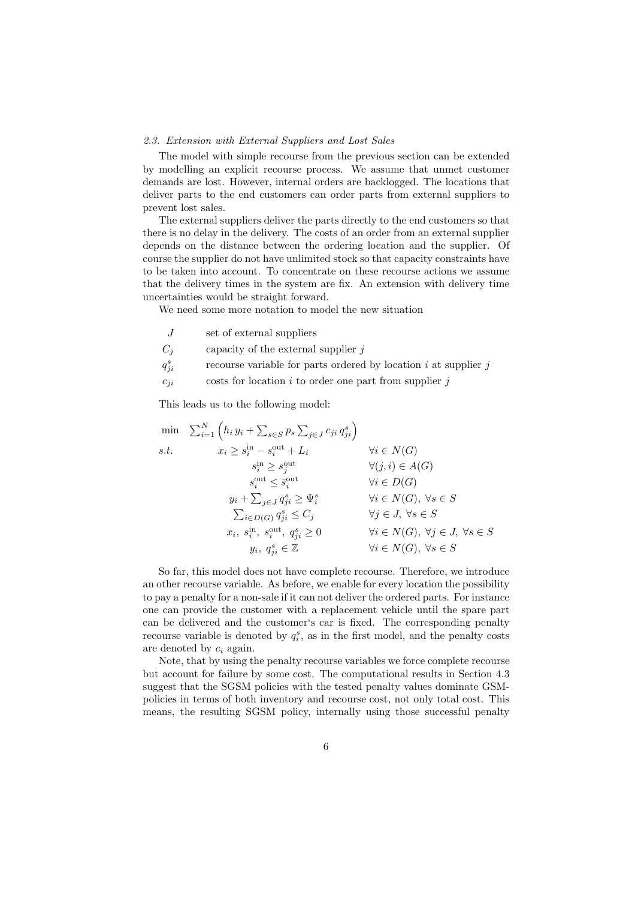### 2.3. Extension with External Suppliers and Lost Sales

The model with simple recourse from the previous section can be extended by modelling an explicit recourse process. We assume that unmet customer demands are lost. However, internal orders are backlogged. The locations that deliver parts to the end customers can order parts from external suppliers to prevent lost sales.

The external suppliers deliver the parts directly to the end customers so that there is no delay in the delivery. The costs of an order from an external supplier depends on the distance between the ordering location and the supplier. Of course the supplier do not have unlimited stock so that capacity constraints have to be taken into account. To concentrate on these recourse actions we assume that the delivery times in the system are fix. An extension with delivery time uncertainties would be straight forward.

We need some more notation to model the new situation

| | |
|---|---|
| $J$ | set of external suppliers |
| $C_j$ | capacity of the external supplier $j$ |
| $q_{ji}^s$ | recourse variable for parts ordered by location $i$ at supplier $j$ |
| $c_{ji}$ | costs for location $i$ to order one part from supplier $j$ |

This leads us to the following model:

$$
\begin{array}{lll}
\min & \sum_{i=1}^{N} \left( h_i\, y_i + \sum_{s \in S} p_s \sum_{j \in J} c_{ji}\, q_{ji}^s \right) & \\
s.t. & x_i \geq s_i^{\text{in}} - s_i^{\text{out}} + L_i & \forall i \in N(G) \\
 & s_i^{\text{in}} \geq s_j^{\text{out}} & \forall (j,i) \in A(G) \\
 & s_i^{\text{out}} \leq \bar{s}_i^{\text{out}} & \forall i \in D(G) \\
 & y_i + \sum_{j \in J} q_{ji}^s \geq \Psi_i^s & \forall i \in N(G),\ \forall s \in S \\
 & \sum_{i \in D(G)} q_{ji}^s \leq C_j & \forall j \in J,\ \forall s \in S \\
 & x_i,\ s_i^{\text{in}},\ s_i^{\text{out}},\ q_{ji}^s \geq 0 & \forall i \in N(G),\ \forall j \in J,\ \forall s \in S \\
 & y_i,\ q_{ji}^s \in \mathbb{Z} & \forall i \in N(G),\ \forall s \in S
\end{array}
$$

So far, this model does not have complete recourse. Therefore, we introduce an other recourse variable. As before, we enable for every location the possibility to pay a penalty for a non-sale if it can not deliver the ordered parts. For instance one can provide the customer with a replacement vehicle until the spare part can be delivered and the customer's car is fixed. The corresponding penalty recourse variable is denoted by $q_i^s$, as in the first model, and the penalty costs are denoted by $c_i$ again.

Note, that by using the penalty recourse variables we force complete recourse but account for failure by some cost. The computational results in Section 4.3 suggest that the SGSM policies with the tested penalty values dominate GSM-policies in terms of both inventory and recourse cost, not only total cost. This means, the resulting SGSM policy, internally using those successful penalty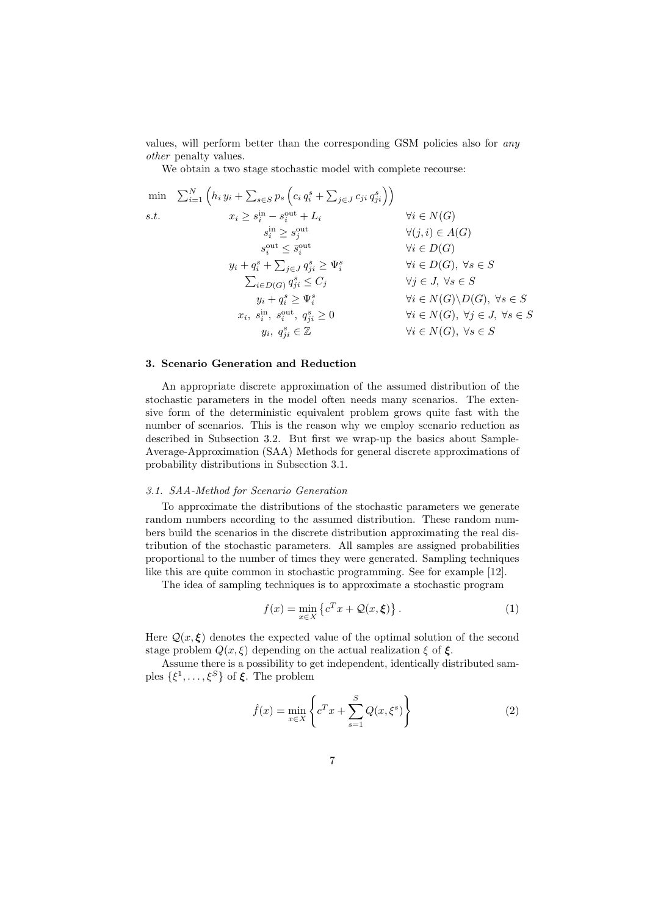values, will perform better than the corresponding GSM policies also for *any other* penalty values.

We obtain a two stage stochastic model with complete recourse:

$$
\begin{array}{lll}
\min & \sum_{i=1}^{N} \left( h_i\, y_i + \sum_{s\in S} p_s \left( c_i\, q_i^s + \sum_{j\in J} c_{ji}\, q_{ji}^s \right) \right) & \\
s.t. & x_i \geq s_i^{\text{in}} - s_i^{\text{out}} + L_i & \forall i \in N(G) \\
& s_i^{\text{in}} \geq s_j^{\text{out}} & \forall (j,i) \in A(G) \\
& s_i^{\text{out}} \leq \bar{s}_i^{\text{out}} & \forall i \in D(G) \\
& y_i + q_i^s + \sum_{j\in J} q_{ji}^s \geq \Psi_i^s & \forall i \in D(G),\ \forall s \in S \\
& \sum_{i\in D(G)} q_{ji}^s \leq C_j & \forall j \in J,\ \forall s \in S \\
& y_i + q_i^s \geq \Psi_i^s & \forall i \in N(G)\backslash D(G),\ \forall s \in S \\
& x_i,\ s_i^{\text{in}},\ s_i^{\text{out}},\ q_{ji}^s \geq 0 & \forall i \in N(G),\ \forall j \in J,\ \forall s \in S \\
& y_i,\ q_{ji}^s \in \mathbb{Z} & \forall i \in N(G),\ \forall s \in S
\end{array}
$$

## 3. Scenario Generation and Reduction

An appropriate discrete approximation of the assumed distribution of the stochastic parameters in the model often needs many scenarios. The extensive form of the deterministic equivalent problem grows quite fast with the number of scenarios. This is the reason why we employ scenario reduction as described in Subsection 3.2. But first we wrap-up the basics about Sample-Average-Approximation (SAA) Methods for general discrete approximations of probability distributions in Subsection 3.1.

### *3.1. SAA-Method for Scenario Generation*

To approximate the distributions of the stochastic parameters we generate random numbers according to the assumed distribution. These random numbers build the scenarios in the discrete distribution approximating the real distribution of the stochastic parameters. All samples are assigned probabilities proportional to the number of times they were generated. Sampling techniques like this are quite common in stochastic programming. See for example [12].

The idea of sampling techniques is to approximate a stochastic program

$$
f(x) = \min_{x\in X} \left\{ c^T x + \mathcal{Q}(x, \boldsymbol{\xi}) \right\}. \tag{1}
$$

Here $\mathcal{Q}(x, \boldsymbol{\xi})$ denotes the expected value of the optimal solution of the second stage problem $Q(x, \xi)$ depending on the actual realization $\xi$ of $\boldsymbol{\xi}$.

Assume there is a possibility to get independent, identically distributed samples $\{\xi^1, \ldots, \xi^S\}$ of $\boldsymbol{\xi}$. The problem

$$
\hat{f}(x) = \min_{x\in X} \left\{ c^T x + \sum_{s=1}^{S} Q(x, \xi^s) \right\} \tag{2}
$$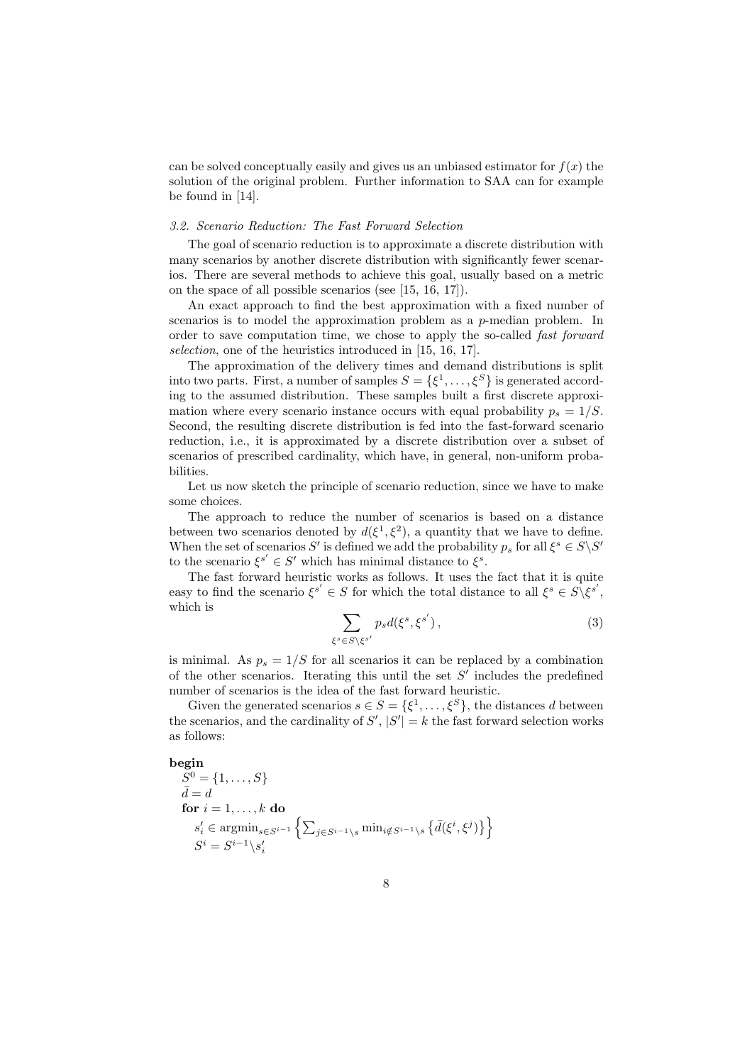can be solved conceptually easily and gives us an unbiased estimator for $f(x)$ the solution of the original problem. Further information to SAA can for example be found in [14].

### 3.2. Scenario Reduction: The Fast Forward Selection

The goal of scenario reduction is to approximate a discrete distribution with many scenarios by another discrete distribution with significantly fewer scenarios. There are several methods to achieve this goal, usually based on a metric on the space of all possible scenarios (see [15, 16, 17]).

An exact approach to find the best approximation with a fixed number of scenarios is to model the approximation problem as a $p$-median problem. In order to save computation time, we chose to apply the so-called *fast forward selection*, one of the heuristics introduced in [15, 16, 17].

The approximation of the delivery times and demand distributions is split into two parts. First, a number of samples $S = \{\xi^1, \ldots, \xi^S\}$ is generated according to the assumed distribution. These samples built a first discrete approximation where every scenario instance occurs with equal probability $p_s = 1/S$. Second, the resulting discrete distribution is fed into the fast-forward scenario reduction, i.e., it is approximated by a discrete distribution over a subset of scenarios of prescribed cardinality, which have, in general, non-uniform probabilities.

Let us now sketch the principle of scenario reduction, since we have to make some choices.

The approach to reduce the number of scenarios is based on a distance between two scenarios denoted by $d(\xi^1, \xi^2)$, a quantity that we have to define. When the set of scenarios $S'$ is defined we add the probability $p_s$ for all $\xi^s \in S \backslash S'$ to the scenario $\xi^{s'} \in S'$ which has minimal distance to $\xi^s$.

The fast forward heuristic works as follows. It uses the fact that it is quite easy to find the scenario $\xi^{s'} \in S$ for which the total distance to all $\xi^s \in S \backslash \xi^{s'}$, which is

$$\sum_{\xi^s \in S \backslash \xi^{s'}} p_s d(\xi^s, \xi^{s'}) \,, \tag{3}$$

is minimal. As $p_s = 1/S$ for all scenarios it can be replaced by a combination of the other scenarios. Iterating this until the set $S'$ includes the predefined number of scenarios is the idea of the fast forward heuristic.

Given the generated scenarios $s \in S = \{\xi^1, \ldots, \xi^S\}$, the distances $d$ between the scenarios, and the cardinality of $S'$, $|S'| = k$ the fast forward selection works as follows:

**begin**
$S^0 = \{1, \ldots, S\}$
$\bar{d} = d$
**for** $i = 1, \ldots, k$ **do**
$s'_i \in \operatorname{argmin}_{s \in S^{i-1}} \left\{ \sum_{j \in S^{i-1} \backslash s} \min_{i \notin S^{i-1} \backslash s} \left\{ \bar{d}(\xi^i, \xi^j) \right\} \right\}$
$S^i = S^{i-1} \backslash s'_i$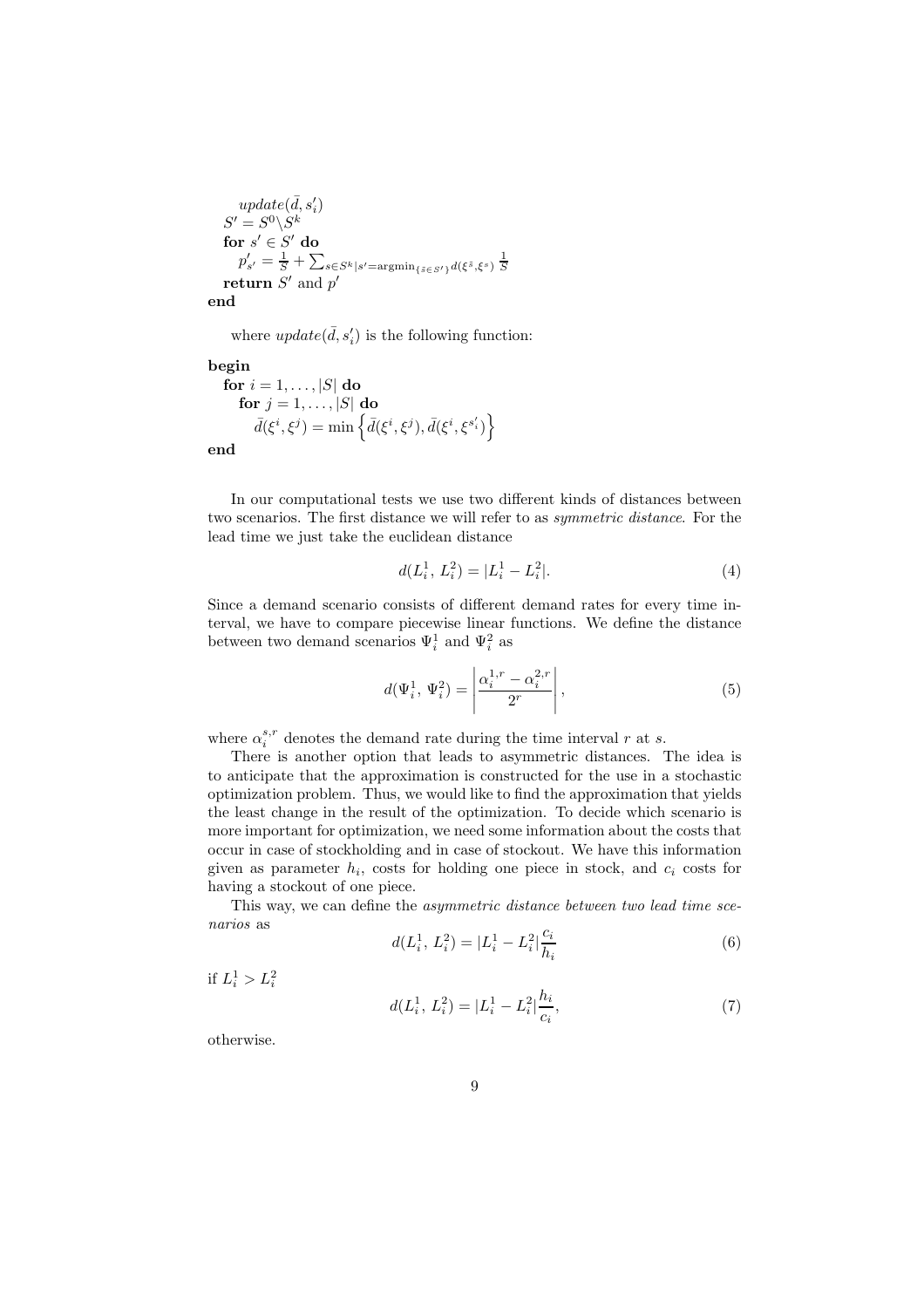```
    update(d̄, s'_i)
  S' = S^0 \ S^k
  for s' ∈ S' do
    p'_{s'} = 1/S + ∑_{s ∈ S^k | s' = argmin_{s̄ ∈ S'} d(ξ^{s̄}, ξ^s)} 1/S
  return S' and p'
end
```

where $update(\bar{d}, s'_i)$ is the following function:

```
begin
  for i = 1, ..., |S| do
    for j = 1, ..., |S| do
      d̄(ξ^i, ξ^j) = min { d̄(ξ^i, ξ^j), d̄(ξ^i, ξ^{s'_i}) }
end
```

In our computational tests we use two different kinds of distances between two scenarios. The first distance we will refer to as *symmetric distance*. For the lead time we just take the euclidean distance

$$d(L_i^1,\, L_i^2) = |L_i^1 - L_i^2|. \tag{4}$$

Since a demand scenario consists of different demand rates for every time interval, we have to compare piecewise linear functions. We define the distance between two demand scenarios $\Psi_i^1$ and $\Psi_i^2$ as

$$d(\Psi_i^1,\, \Psi_i^2) = \left| \frac{\alpha_i^{1,r} - \alpha_i^{2,r}}{2^r} \right|, \tag{5}$$

where $\alpha_i^{s,r}$ denotes the demand rate during the time interval $r$ at $s$.

There is another option that leads to asymmetric distances. The idea is to anticipate that the approximation is constructed for the use in a stochastic optimization problem. Thus, we would like to find the approximation that yields the least change in the result of the optimization. To decide which scenario is more important for optimization, we need some information about the costs that occur in case of stockholding and in case of stockout. We have this information given as parameter $h_i$, costs for holding one piece in stock, and $c_i$ costs for having a stockout of one piece.

This way, we can define the *asymmetric distance between two lead time scenarios* as

$$d(L_i^1,\, L_i^2) = |L_i^1 - L_i^2| \frac{c_i}{h_i} \tag{6}$$

if $L_i^1 > L_i^2$

$$d(L_i^1,\, L_i^2) = |L_i^1 - L_i^2| \frac{h_i}{c_i}, \tag{7}$$

otherwise.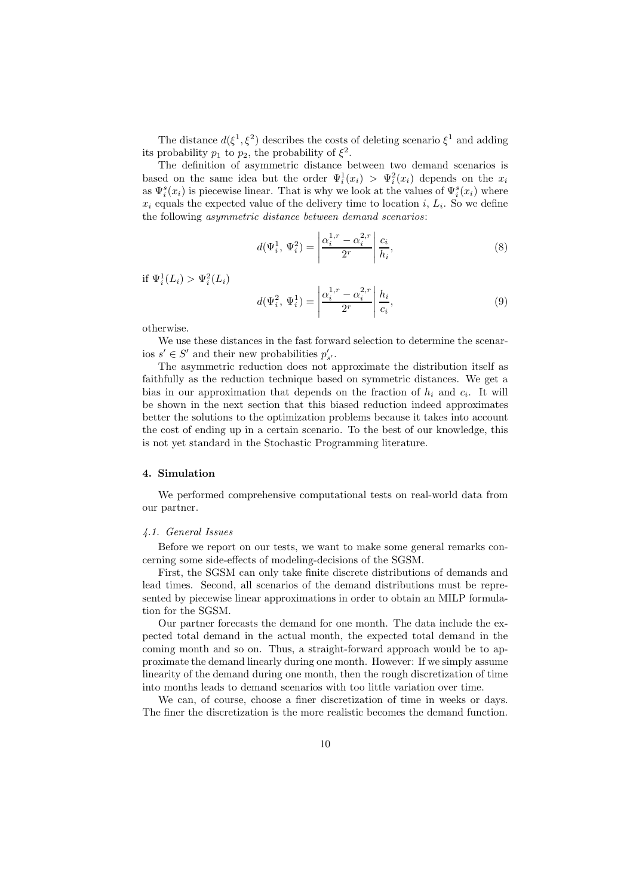The distance $d(\xi^1, \xi^2)$ describes the costs of deleting scenario $\xi^1$ and adding its probability $p_1$ to $p_2$, the probability of $\xi^2$.

The definition of asymmetric distance between two demand scenarios is based on the same idea but the order $\Psi_i^1(x_i) > \Psi_i^2(x_i)$ depends on the $x_i$ as $\Psi_i^s(x_i)$ is piecewise linear. That is why we look at the values of $\Psi_i^s(x_i)$ where $x_i$ equals the expected value of the delivery time to location $i$, $L_i$. So we define the following *asymmetric distance between demand scenarios*:

$$d(\Psi_i^1,\, \Psi_i^2) = \left| \frac{\alpha_i^{1,r} - \alpha_i^{2,r}}{2^r} \right| \frac{c_i}{h_i}, \tag{8}$$

if $\Psi_i^1(L_i) > \Psi_i^2(L_i)$

$$d(\Psi_i^2,\, \Psi_i^1) = \left| \frac{\alpha_i^{1,r} - \alpha_i^{2,r}}{2^r} \right| \frac{h_i}{c_i}, \tag{9}$$

otherwise.

We use these distances in the fast forward selection to determine the scenarios $s' \in S'$ and their new probabilities $p'_{s'}$.

The asymmetric reduction does not approximate the distribution itself as faithfully as the reduction technique based on symmetric distances. We get a bias in our approximation that depends on the fraction of $h_i$ and $c_i$. It will be shown in the next section that this biased reduction indeed approximates better the solutions to the optimization problems because it takes into account the cost of ending up in a certain scenario. To the best of our knowledge, this is not yet standard in the Stochastic Programming literature.

## 4. Simulation

We performed comprehensive computational tests on real-world data from our partner.

### *4.1. General Issues*

Before we report on our tests, we want to make some general remarks concerning some side-effects of modeling-decisions of the SGSM.

First, the SGSM can only take finite discrete distributions of demands and lead times. Second, all scenarios of the demand distributions must be represented by piecewise linear approximations in order to obtain an MILP formulation for the SGSM.

Our partner forecasts the demand for one month. The data include the expected total demand in the actual month, the expected total demand in the coming month and so on. Thus, a straight-forward approach would be to approximate the demand linearly during one month. However: If we simply assume linearity of the demand during one month, then the rough discretization of time into months leads to demand scenarios with too little variation over time.

We can, of course, choose a finer discretization of time in weeks or days. The finer the discretization is the more realistic becomes the demand function.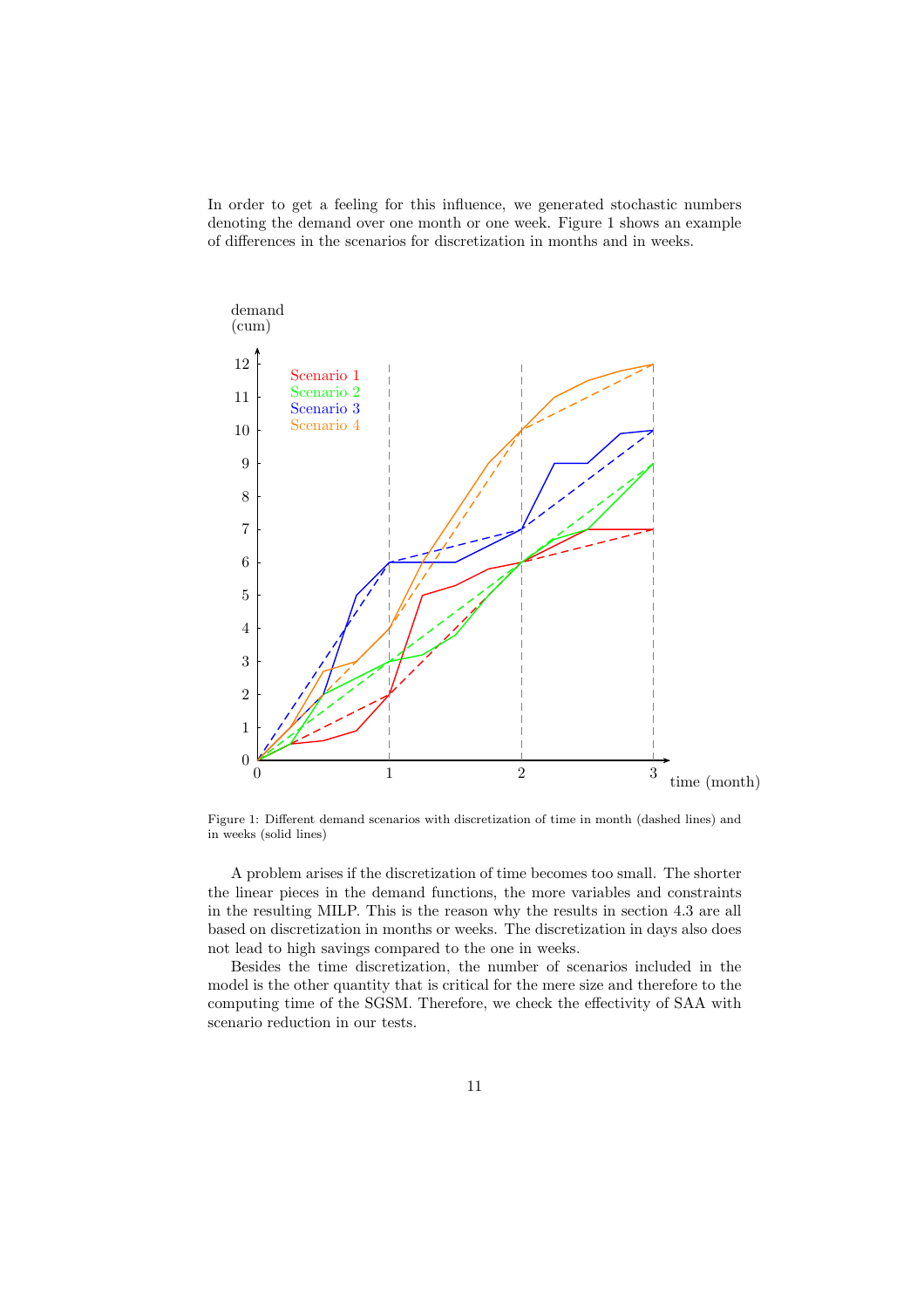In order to get a feeling for this influence, we generated stochastic numbers denoting the demand over one month or one week. Figure 1 shows an example of differences in the scenarios for discretization in months and in weeks.

Figure 1: Different demand scenarios with discretization of time in month (dashed lines) and in weeks (solid lines)

A problem arises if the discretization of time becomes too small. The shorter the linear pieces in the demand functions, the more variables and constraints in the resulting MILP. This is the reason why the results in section 4.3 are all based on discretization in months or weeks. The discretization in days also does not lead to high savings compared to the one in weeks.

Besides the time discretization, the number of scenarios included in the model is the other quantity that is critical for the mere size and therefore to the computing time of the SGSM. Therefore, we check the effectivity of SAA with scenario reduction in our tests.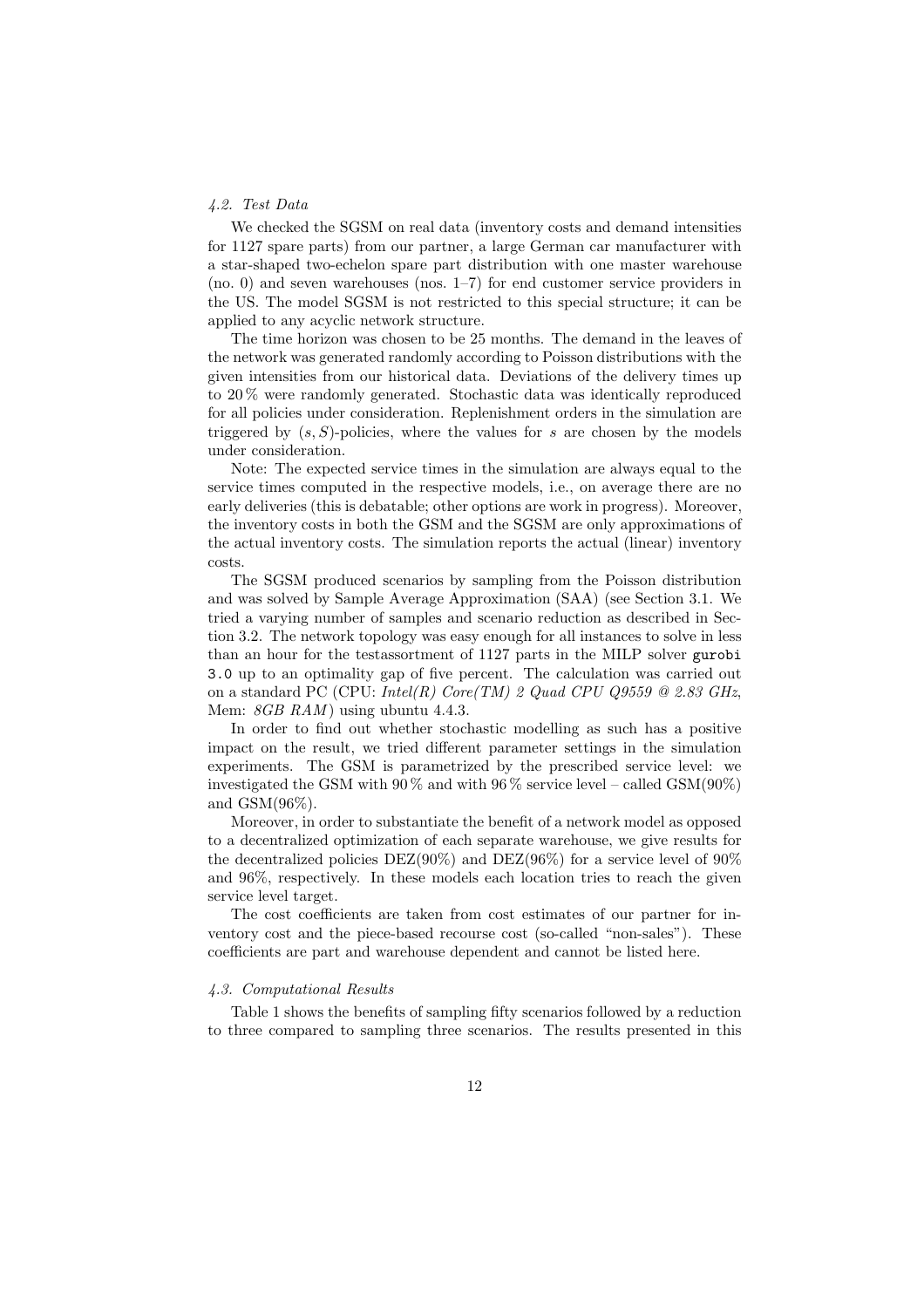### *4.2. Test Data*

We checked the SGSM on real data (inventory costs and demand intensities for 1127 spare parts) from our partner, a large German car manufacturer with a star-shaped two-echelon spare part distribution with one master warehouse (no. 0) and seven warehouses (nos. 1–7) for end customer service providers in the US. The model SGSM is not restricted to this special structure; it can be applied to any acyclic network structure.

The time horizon was chosen to be 25 months. The demand in the leaves of the network was generated randomly according to Poisson distributions with the given intensities from our historical data. Deviations of the delivery times up to 20 % were randomly generated. Stochastic data was identically reproduced for all policies under consideration. Replenishment orders in the simulation are triggered by $(s, S)$-policies, where the values for $s$ are chosen by the models under consideration.

Note: The expected service times in the simulation are always equal to the service times computed in the respective models, i.e., on average there are no early deliveries (this is debatable; other options are work in progress). Moreover, the inventory costs in both the GSM and the SGSM are only approximations of the actual inventory costs. The simulation reports the actual (linear) inventory costs.

The SGSM produced scenarios by sampling from the Poisson distribution and was solved by Sample Average Approximation (SAA) (see Section 3.1. We tried a varying number of samples and scenario reduction as described in Section 3.2. The network topology was easy enough for all instances to solve in less than an hour for the testassortment of 1127 parts in the MILP solver `gurobi 3.0` up to an optimality gap of five percent. The calculation was carried out on a standard PC (CPU: *Intel(R) Core(TM) 2 Quad CPU Q9559 @ 2.83 GHz*, Mem: *8GB RAM*) using ubuntu 4.4.3.

In order to find out whether stochastic modelling as such has a positive impact on the result, we tried different parameter settings in the simulation experiments. The GSM is parametrized by the prescribed service level: we investigated the GSM with 90 % and with 96 % service level – called GSM(90%) and GSM(96%).

Moreover, in order to substantiate the benefit of a network model as opposed to a decentralized optimization of each separate warehouse, we give results for the decentralized policies DEZ(90%) and DEZ(96%) for a service level of 90% and 96%, respectively. In these models each location tries to reach the given service level target.

The cost coefficients are taken from cost estimates of our partner for inventory cost and the piece-based recourse cost (so-called "non-sales"). These coefficients are part and warehouse dependent and cannot be listed here.

### *4.3. Computational Results*

Table 1 shows the benefits of sampling fifty scenarios followed by a reduction to three compared to sampling three scenarios. The results presented in this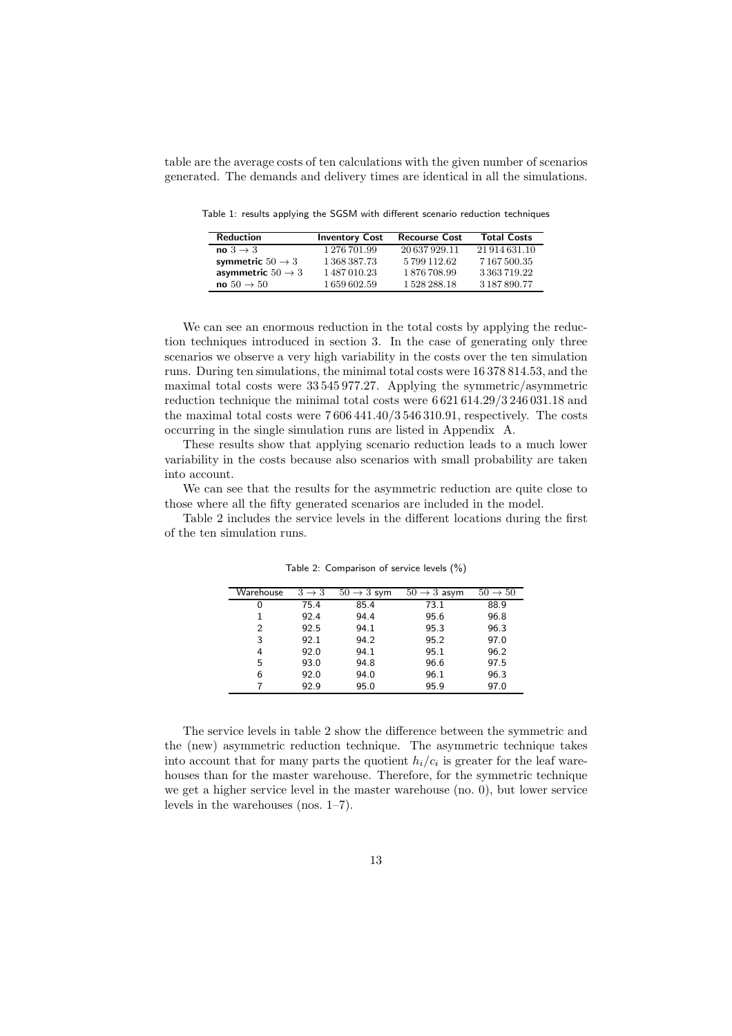table are the average costs of ten calculations with the given number of scenarios generated. The demands and delivery times are identical in all the simulations.

Table 1: results applying the SGSM with different scenario reduction techniques

| Reduction | Inventory Cost | Recourse Cost | Total Costs |
|---|---|---|---|
| **no** $3 \to 3$ | 1 276 701.99 | 20 637 929.11 | 21 914 631.10 |
| **symmetric** $50 \to 3$ | 1 368 387.73 | 5 799 112.62 | 7 167 500.35 |
| **asymmetric** $50 \to 3$ | 1 487 010.23 | 1 876 708.99 | 3 363 719.22 |
| **no** $50 \to 50$ | 1 659 602.59 | 1 528 288.18 | 3 187 890.77 |

We can see an enormous reduction in the total costs by applying the reduction techniques introduced in section 3. In the case of generating only three scenarios we observe a very high variability in the costs over the ten simulation runs. During ten simulations, the minimal total costs were 16 378 814.53, and the maximal total costs were 33 545 977.27. Applying the symmetric/asymmetric reduction technique the minimal total costs were 6 621 614.29/3 246 031.18 and the maximal total costs were 7 606 441.40/3 546 310.91, respectively. The costs occurring in the single simulation runs are listed in Appendix A.

These results show that applying scenario reduction leads to a much lower variability in the costs because also scenarios with small probability are taken into account.

We can see that the results for the asymmetric reduction are quite close to those where all the fifty generated scenarios are included in the model.

Table 2 includes the service levels in the different locations during the first of the ten simulation runs.

Table 2: Comparison of service levels (%)

| Warehouse | $3 \to 3$ | $50 \to 3$ sym | $50 \to 3$ asym | $50 \to 50$ |
|---|---|---|---|---|
| 0 | 75.4 | 85.4 | 73.1 | 88.9 |
| 1 | 92.4 | 94.4 | 95.6 | 96.8 |
| 2 | 92.5 | 94.1 | 95.3 | 96.3 |
| 3 | 92.1 | 94.2 | 95.2 | 97.0 |
| 4 | 92.0 | 94.1 | 95.1 | 96.2 |
| 5 | 93.0 | 94.8 | 96.6 | 97.5 |
| 6 | 92.0 | 94.0 | 96.1 | 96.3 |
| 7 | 92.9 | 95.0 | 95.9 | 97.0 |

The service levels in table 2 show the difference between the symmetric and the (new) asymmetric reduction technique. The asymmetric technique takes into account that for many parts the quotient $h_i/c_i$ is greater for the leaf warehouses than for the master warehouse. Therefore, for the symmetric technique we get a higher service level in the master warehouse (no. 0), but lower service levels in the warehouses (nos. 1–7).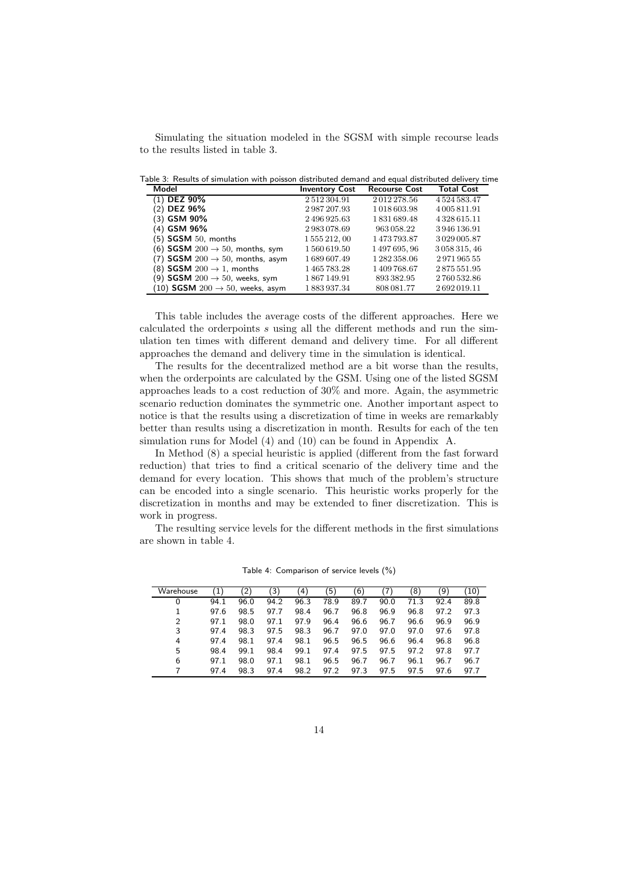Simulating the situation modeled in the SGSM with simple recourse leads to the results listed in table 3.

Table 3: Results of simulation with poisson distributed demand and equal distributed delivery time

| Model | Inventory Cost | Recourse Cost | Total Cost |
|---|---|---|---|
| (1) **DEZ 90%** | 2 512 304.91 | 2 012 278.56 | 4 524 583.47 |
| (2) **DEZ 96%** | 2 987 207.93 | 1 018 603.98 | 4 005 811.91 |
| (3) **GSM 90%** | 2 496 925.63 | 1 831 689.48 | 4 328 615.11 |
| (4) **GSM 96%** | 2 983 078.69 | 963 058.22 | 3 946 136.91 |
| (5) **SGSM** 50, months | 1 555 212, 00 | 1 473 793.87 | 3 029 005.87 |
| (6) **SGSM** $200 \rightarrow 50$, months, sym | 1 560 619.50 | 1 497 695, 96 | 3 058 315, 46 |
| (7) **SGSM** $200 \rightarrow 50$, months, asym | 1 689 607.49 | 1 282 358.06 | 2 971 965 55 |
| (8) **SGSM** $200 \rightarrow 1$, months | 1 465 783.28 | 1 409 768.67 | 2 875 551.95 |
| (9) **SGSM** $200 \rightarrow 50$, weeks, sym | 1 867 149.91 | 893 382.95 | 2 760 532.86 |
| (10) **SGSM** $200 \rightarrow 50$, weeks, asym | 1 883 937.34 | 808 081.77 | 2 692 019.11 |

This table includes the average costs of the different approaches. Here we calculated the orderpoints $s$ using all the different methods and run the simulation ten times with different demand and delivery time. For all different approaches the demand and delivery time in the simulation is identical.

The results for the decentralized method are a bit worse than the results, when the orderpoints are calculated by the GSM. Using one of the listed SGSM approaches leads to a cost reduction of 30% and more. Again, the asymmetric scenario reduction dominates the symmetric one. Another important aspect to notice is that the results using a discretization of time in weeks are remarkably better than results using a discretization in month. Results for each of the ten simulation runs for Model (4) and (10) can be found in Appendix A.

In Method (8) a special heuristic is applied (different from the fast forward reduction) that tries to find a critical scenario of the delivery time and the demand for every location. This shows that much of the problem's structure can be encoded into a single scenario. This heuristic works properly for the discretization in months and may be extended to finer discretization. This is work in progress.

The resulting service levels for the different methods in the first simulations are shown in table 4.

Table 4: Comparison of service levels (%)

| Warehouse | (1) | (2) | (3) | (4) | (5) | (6) | (7) | (8) | (9) | (10) |
|---|---|---|---|---|---|---|---|---|---|---|
| 0 | 94.1 | 96.0 | 94.2 | 96.3 | 78.9 | 89.7 | 90.0 | 71.3 | 92.4 | 89.8 |
| 1 | 97.6 | 98.5 | 97.7 | 98.4 | 96.7 | 96.8 | 96.9 | 96.8 | 97.2 | 97.3 |
| 2 | 97.1 | 98.0 | 97.1 | 97.9 | 96.4 | 96.6 | 96.7 | 96.6 | 96.9 | 96.9 |
| 3 | 97.4 | 98.3 | 97.5 | 98.3 | 96.7 | 97.0 | 97.0 | 97.0 | 97.6 | 97.8 |
| 4 | 97.4 | 98.1 | 97.4 | 98.1 | 96.5 | 96.5 | 96.6 | 96.4 | 96.8 | 96.8 |
| 5 | 98.4 | 99.1 | 98.4 | 99.1 | 97.4 | 97.5 | 97.5 | 97.2 | 97.8 | 97.7 |
| 6 | 97.1 | 98.0 | 97.1 | 98.1 | 96.5 | 96.7 | 96.7 | 96.1 | 96.7 | 96.7 |
| 7 | 97.4 | 98.3 | 97.4 | 98.2 | 97.2 | 97.3 | 97.5 | 97.5 | 97.6 | 97.7 |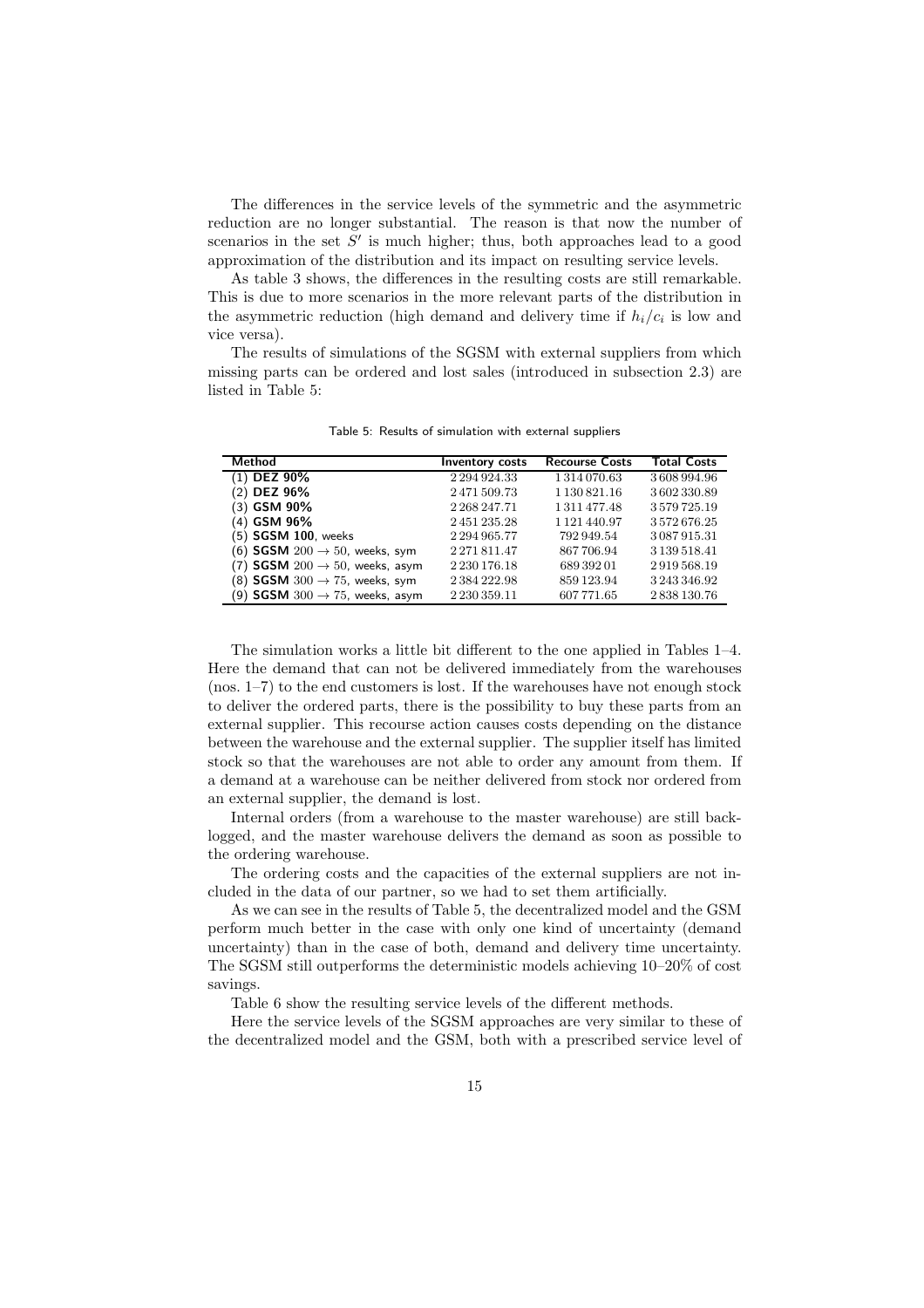The differences in the service levels of the symmetric and the asymmetric reduction are no longer substantial. The reason is that now the number of scenarios in the set $S'$ is much higher; thus, both approaches lead to a good approximation of the distribution and its impact on resulting service levels.

As table 3 shows, the differences in the resulting costs are still remarkable. This is due to more scenarios in the more relevant parts of the distribution in the asymmetric reduction (high demand and delivery time if $h_i/c_i$ is low and vice versa).

The results of simulations of the SGSM with external suppliers from which missing parts can be ordered and lost sales (introduced in subsection 2.3) are listed in Table 5:

Table 5: Results of simulation with external suppliers

| Method | Inventory costs | Recourse Costs | Total Costs |
|---|---|---|---|
| (1) **DEZ 90%** | 2 294 924.33 | 1 314 070.63 | 3 608 994.96 |
| (2) **DEZ 96%** | 2 471 509.73 | 1 130 821.16 | 3 602 330.89 |
| (3) **GSM 90%** | 2 268 247.71 | 1 311 477.48 | 3 579 725.19 |
| (4) **GSM 96%** | 2 451 235.28 | 1 121 440.97 | 3 572 676.25 |
| (5) **SGSM 100**, weeks | 2 294 965.77 | 792 949.54 | 3 087 915.31 |
| (6) **SGSM** $200 \rightarrow 50$, weeks, sym | 2 271 811.47 | 867 706.94 | 3 139 518.41 |
| (7) **SGSM** $200 \rightarrow 50$, weeks, asym | 2 230 176.18 | 689 392 01 | 2 919 568.19 |
| (8) **SGSM** $300 \rightarrow 75$, weeks, sym | 2 384 222.98 | 859 123.94 | 3 243 346.92 |
| (9) **SGSM** $300 \rightarrow 75$, weeks, asym | 2 230 359.11 | 607 771.65 | 2 838 130.76 |

The simulation works a little bit different to the one applied in Tables 1–4. Here the demand that can not be delivered immediately from the warehouses (nos. 1–7) to the end customers is lost. If the warehouses have not enough stock to deliver the ordered parts, there is the possibility to buy these parts from an external supplier. This recourse action causes costs depending on the distance between the warehouse and the external supplier. The supplier itself has limited stock so that the warehouses are not able to order any amount from them. If a demand at a warehouse can be neither delivered from stock nor ordered from an external supplier, the demand is lost.

Internal orders (from a warehouse to the master warehouse) are still backlogged, and the master warehouse delivers the demand as soon as possible to the ordering warehouse.

The ordering costs and the capacities of the external suppliers are not included in the data of our partner, so we had to set them artificially.

As we can see in the results of Table 5, the decentralized model and the GSM perform much better in the case with only one kind of uncertainty (demand uncertainty) than in the case of both, demand and delivery time uncertainty. The SGSM still outperforms the deterministic models achieving 10–20% of cost savings.

Table 6 show the resulting service levels of the different methods.

Here the service levels of the SGSM approaches are very similar to these of the decentralized model and the GSM, both with a prescribed service level of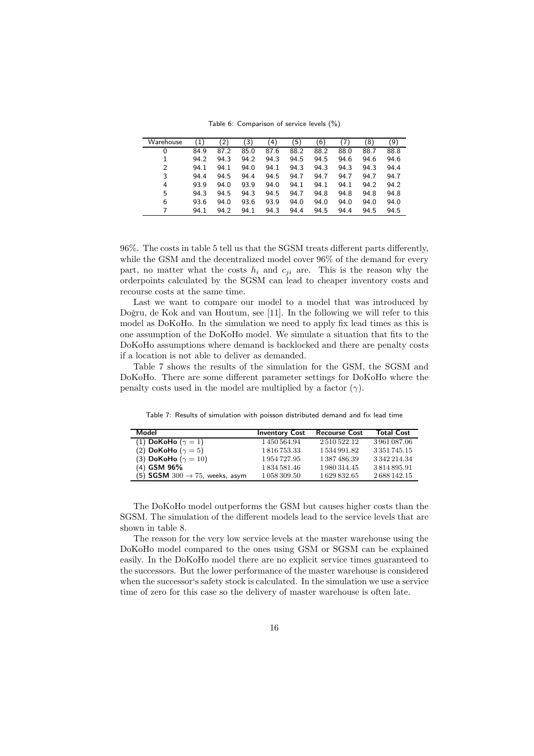Table 6: Comparison of service levels (%)

| Warehouse | (1) | (2) | (3) | (4) | (5) | (6) | (7) | (8) | (9) |
|---|---|---|---|---|---|---|---|---|---|
| 0 | 84.9 | 87.2 | 85.0 | 87.6 | 88.2 | 88.2 | 88.0 | 88.7 | 88.8 |
| 1 | 94.2 | 94.3 | 94.2 | 94.3 | 94.5 | 94.5 | 94.6 | 94.6 | 94.6 |
| 2 | 94.1 | 94.1 | 94.0 | 94.1 | 94.3 | 94.3 | 94.3 | 94.3 | 94.4 |
| 3 | 94.4 | 94.5 | 94.4 | 94.5 | 94.7 | 94.7 | 94.7 | 94.7 | 94.7 |
| 4 | 93.9 | 94.0 | 93.9 | 94.0 | 94.1 | 94.1 | 94.1 | 94.2 | 94.2 |
| 5 | 94.3 | 94.5 | 94.3 | 94.5 | 94.7 | 94.8 | 94.8 | 94.8 | 94.8 |
| 6 | 93.6 | 94.0 | 93.6 | 93.9 | 94.0 | 94.0 | 94.0 | 94.0 | 94.0 |
| 7 | 94.1 | 94.2 | 94.1 | 94.3 | 94.4 | 94.5 | 94.4 | 94.5 | 94.5 |

96%. The costs in table 5 tell us that the SGSM treats different parts differently, while the GSM and the decentralized model cover 96% of the demand for every part, no matter what the costs $h_i$ and $c_{ji}$ are. This is the reason why the orderpoints calculated by the SGSM can lead to cheaper inventory costs and recourse costs at the same time.

Last we want to compare our model to a model that was introduced by Doğru, de Kok and van Houtum, see [11]. In the following we will refer to this model as DoKoHo. In the simulation we need to apply fix lead times as this is one assumption of the DoKoHo model. We simulate a situation that fits to the DoKoHo assumptions where demand is backlocked and there are penalty costs if a location is not able to deliver as demanded.

Table 7 shows the results of the simulation for the GSM, the SGSM and DoKoHo. There are some different parameter settings for DoKoHo where the penalty costs used in the model are multiplied by a factor ($\gamma$).

Table 7: Results of simulation with poisson distributed demand and fix lead time

| Model | Inventory Cost | Recourse Cost | Total Cost |
|---|---|---|---|
| (1) **DoKoHo** ($\gamma = 1$) | 1 450 564.94 | 2 510 522.12 | 3 961 087.06 |
| (2) **DoKoHo** ($\gamma = 5$) | 1 816 753.33 | 1 534 991.82 | 3 351 745.15 |
| (3) **DoKoHo** ($\gamma = 10$) | 1 954 727.95 | 1 387 486.39 | 3 342 214.34 |
| (4) **GSM 96%** | 1 834 581.46 | 1 980 314.45 | 3 814 895.91 |
| (5) **SGSM** $300 \rightarrow 75$, weeks, asym | 1 058 309.50 | 1 629 832.65 | 2 688 142.15 |

The DoKoHo model outperforms the GSM but causes higher costs than the SGSM. The simulation of the different models lead to the service levels that are shown in table 8.

The reason for the very low service levels at the master warehouse using the DoKoHo model compared to the ones using GSM or SGSM can be explained easily. In the DoKoHo model there are no explicit service times guaranteed to the successors. But the lower performance of the master warehouse is considered when the successor's safety stock is calculated. In the simulation we use a service time of zero for this case so the delivery of master warehouse is often late.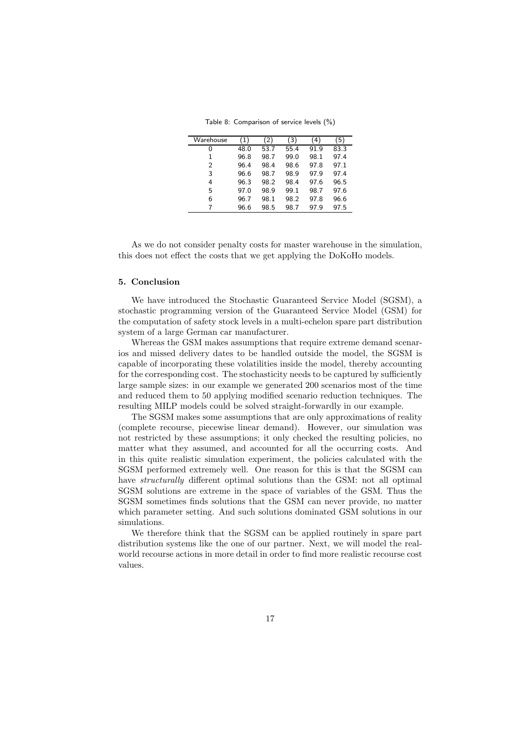Table 8: Comparison of service levels (%)

| Warehouse | (1) | (2) | (3) | (4) | (5) |
|---|---|---|---|---|---|
| 0 | 48.0 | 53.7 | 55.4 | 91.9 | 83.3 |
| 1 | 96.8 | 98.7 | 99.0 | 98.1 | 97.4 |
| 2 | 96.4 | 98.4 | 98.6 | 97.8 | 97.1 |
| 3 | 96.6 | 98.7 | 98.9 | 97.9 | 97.4 |
| 4 | 96.3 | 98.2 | 98.4 | 97.6 | 96.5 |
| 5 | 97.0 | 98.9 | 99.1 | 98.7 | 97.6 |
| 6 | 96.7 | 98.1 | 98.2 | 97.8 | 96.6 |
| 7 | 96.6 | 98.5 | 98.7 | 97.9 | 97.5 |

As we do not consider penalty costs for master warehouse in the simulation, this does not effect the costs that we get applying the DoKoHo models.

## 5. Conclusion

We have introduced the Stochastic Guaranteed Service Model (SGSM), a stochastic programming version of the Guaranteed Service Model (GSM) for the computation of safety stock levels in a multi-echelon spare part distribution system of a large German car manufacturer.

Whereas the GSM makes assumptions that require extreme demand scenarios and missed delivery dates to be handled outside the model, the SGSM is capable of incorporating these volatilities inside the model, thereby accounting for the corresponding cost. The stochasticity needs to be captured by sufficiently large sample sizes: in our example we generated 200 scenarios most of the time and reduced them to 50 applying modified scenario reduction techniques. The resulting MILP models could be solved straight-forwardly in our example.

The SGSM makes some assumptions that are only approximations of reality (complete recourse, piecewise linear demand). However, our simulation was not restricted by these assumptions; it only checked the resulting policies, no matter what they assumed, and accounted for all the occurring costs. And in this quite realistic simulation experiment, the policies calculated with the SGSM performed extremely well. One reason for this is that the SGSM can have *structurally* different optimal solutions than the GSM: not all optimal SGSM solutions are extreme in the space of variables of the GSM. Thus the SGSM sometimes finds solutions that the GSM can never provide, no matter which parameter setting. And such solutions dominated GSM solutions in our simulations.

We therefore think that the SGSM can be applied routinely in spare part distribution systems like the one of our partner. Next, we will model the real-world recourse actions in more detail in order to find more realistic recourse cost values.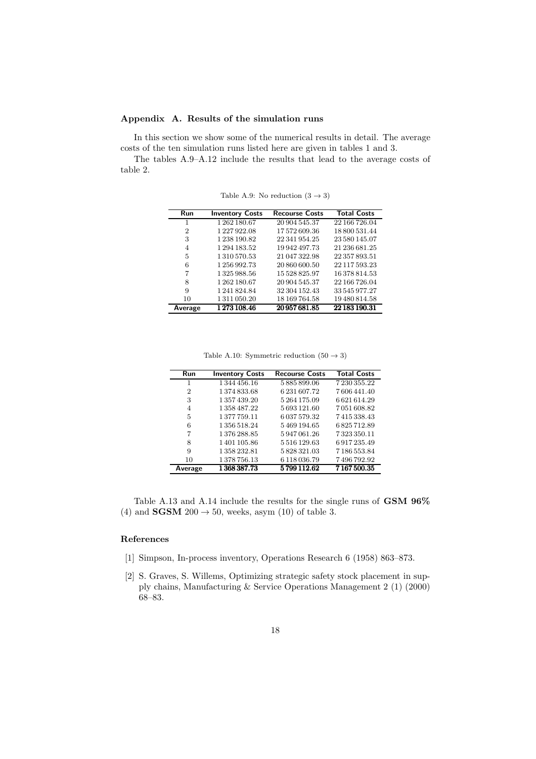## Appendix A. Results of the simulation runs

In this section we show some of the numerical results in detail. The average costs of the ten simulation runs listed here are given in tables 1 and 3.

The tables A.9–A.12 include the results that lead to the average costs of table 2.

Table A.9: No reduction $(3 \to 3)$

| Run | Inventory Costs | Recourse Costs | Total Costs |
|---|---|---|---|
| 1 | 1 262 180.67 | 20 904 545.37 | 22 166 726.04 |
| 2 | 1 227 922.08 | 17 572 609.36 | 18 800 531.44 |
| 3 | 1 238 190.82 | 22 341 954.25 | 23 580 145.07 |
| 4 | 1 294 183.52 | 19 942 497.73 | 21 236 681.25 |
| 5 | 1 310 570.53 | 21 047 322.98 | 22 357 893.51 |
| 6 | 1 256 992.73 | 20 860 600.50 | 22 117 593.23 |
| 7 | 1 325 988.56 | 15 528 825.97 | 16 378 814.53 |
| 8 | 1 262 180.67 | 20 904 545.37 | 22 166 726.04 |
| 9 | 1 241 824.84 | 32 304 152.43 | 33 545 977.27 |
| 10 | 1 311 050.20 | 18 169 764.58 | 19 480 814.58 |
| **Average** | **1 273 108.46** | **20 957 681.85** | **22 183 190.31** |

Table A.10: Symmetric reduction $(50 \to 3)$

| Run | Inventory Costs | Recourse Costs | Total Costs |
|---|---|---|---|
| 1 | 1 344 456.16 | 5 885 899.06 | 7 230 355.22 |
| 2 | 1 374 833.68 | 6 231 607.72 | 7 606 441.40 |
| 3 | 1 357 439.20 | 5 264 175.09 | 6 621 614.29 |
| 4 | 1 358 487.22 | 5 693 121.60 | 7 051 608.82 |
| 5 | 1 377 759.11 | 6 037 579.32 | 7 415 338.43 |
| 6 | 1 356 518.24 | 5 469 194.65 | 6 825 712.89 |
| 7 | 1 376 288.85 | 5 947 061.26 | 7 323 350.11 |
| 8 | 1 401 105.86 | 5 516 129.63 | 6 917 235.49 |
| 9 | 1 358 232.81 | 5 828 321.03 | 7 186 553.84 |
| 10 | 1 378 756.13 | 6 118 036.79 | 7 496 792.92 |
| **Average** | **1 368 387.73** | **5 799 112.62** | **7 167 500.35** |

Table A.13 and A.14 include the results for the single runs of **GSM 96%** (4) and **SGSM** 200 $\to$ 50, weeks, asym (10) of table 3.

## References

[1] Simpson, In-process inventory, Operations Research 6 (1958) 863–873.

[2] S. Graves, S. Willems, Optimizing strategic safety stock placement in supply chains, Manufacturing & Service Operations Management 2 (1) (2000) 68–83.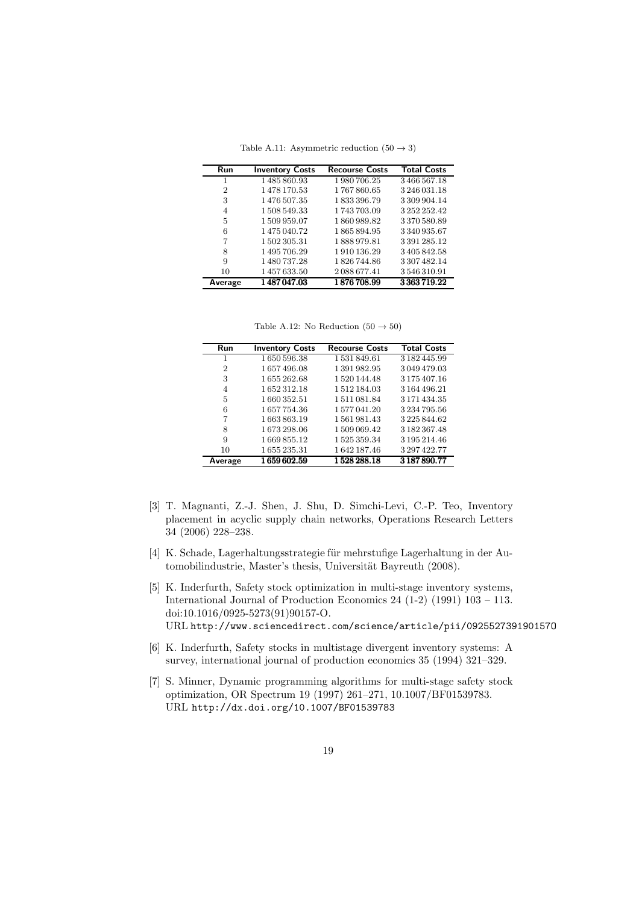Table A.11: Asymmetric reduction ($50 \rightarrow 3$)

| Run | Inventory Costs | Recourse Costs | Total Costs |
|---|---|---|---|
| 1 | 1 485 860.93 | 1 980 706.25 | 3 466 567.18 |
| 2 | 1 478 170.53 | 1 767 860.65 | 3 246 031.18 |
| 3 | 1 476 507.35 | 1 833 396.79 | 3 309 904.14 |
| 4 | 1 508 549.33 | 1 743 703.09 | 3 252 252.42 |
| 5 | 1 509 959.07 | 1 860 989.82 | 3 370 580.89 |
| 6 | 1 475 040.72 | 1 865 894.95 | 3 340 935.67 |
| 7 | 1 502 305.31 | 1 888 979.81 | 3 391 285.12 |
| 8 | 1 495 706.29 | 1 910 136.29 | 3 405 842.58 |
| 9 | 1 480 737.28 | 1 826 744.86 | 3 307 482.14 |
| 10 | 1 457 633.50 | 2 088 677.41 | 3 546 310.91 |
| Average | **1 487 047.03** | **1 876 708.99** | **3 363 719.22** |

Table A.12: No Reduction ($50 \rightarrow 50$)

| Run | Inventory Costs | Recourse Costs | Total Costs |
|---|---|---|---|
| 1 | 1 650 596.38 | 1 531 849.61 | 3 182 445.99 |
| 2 | 1 657 496.08 | 1 391 982.95 | 3 049 479.03 |
| 3 | 1 655 262.68 | 1 520 144.48 | 3 175 407.16 |
| 4 | 1 652 312.18 | 1 512 184.03 | 3 164 496.21 |
| 5 | 1 660 352.51 | 1 511 081.84 | 3 171 434.35 |
| 6 | 1 657 754.36 | 1 577 041.20 | 3 234 795.56 |
| 7 | 1 663 863.19 | 1 561 981.43 | 3 225 844.62 |
| 8 | 1 673 298.06 | 1 509 069.42 | 3 182 367.48 |
| 9 | 1 669 855.12 | 1 525 359.34 | 3 195 214.46 |
| 10 | 1 655 235.31 | 1 642 187.46 | 3 297 422.77 |
| Average | **1 659 602.59** | **1 528 288.18** | **3 187 890.77** |

[3] T. Magnanti, Z.-J. Shen, J. Shu, D. Simchi-Levi, C.-P. Teo, Inventory placement in acyclic supply chain networks, Operations Research Letters 34 (2006) 228–238.

[4] K. Schade, Lagerhaltungsstrategie für mehrstufige Lagerhaltung in der Automobilindustrie, Master's thesis, Universität Bayreuth (2008).

[5] K. Inderfurth, Safety stock optimization in multi-stage inventory systems, International Journal of Production Economics 24 (1-2) (1991) 103 – 113. doi:10.1016/0925-5273(91)90157-O.
URL http://www.sciencedirect.com/science/article/pii/092552739190157O

[6] K. Inderfurth, Safety stocks in multistage divergent inventory systems: A survey, international journal of production economics 35 (1994) 321–329.

[7] S. Minner, Dynamic programming algorithms for multi-stage safety stock optimization, OR Spectrum 19 (1997) 261–271, 10.1007/BF01539783.
URL http://dx.doi.org/10.1007/BF01539783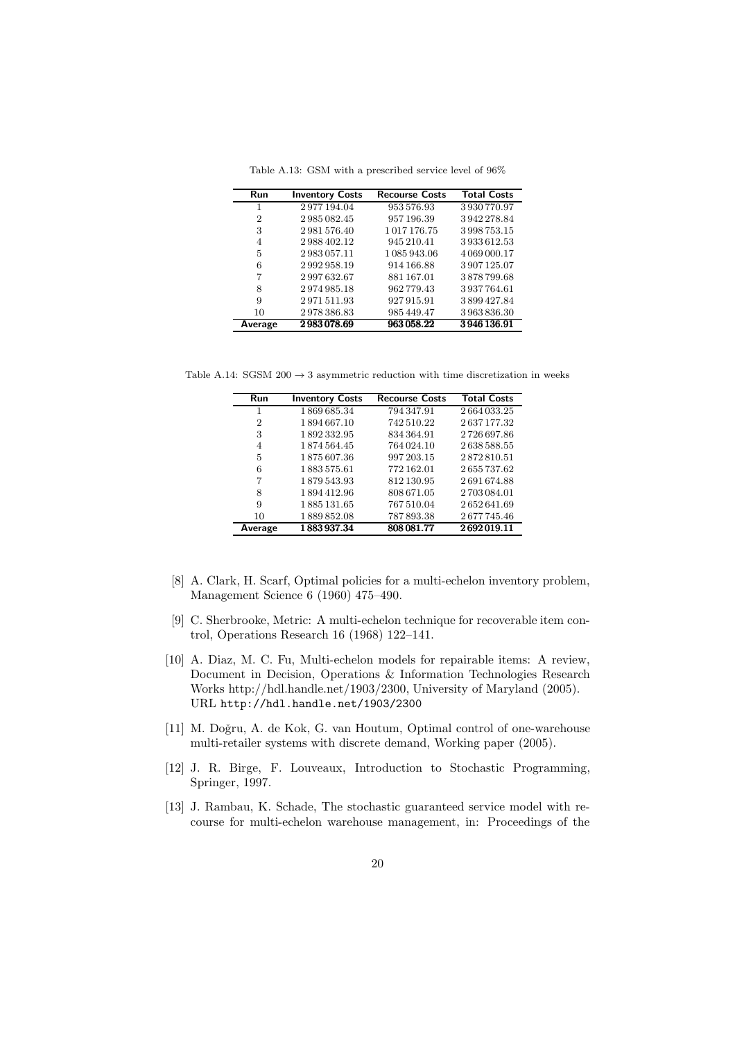Table A.13: GSM with a prescribed service level of 96%

| Run | Inventory Costs | Recourse Costs | Total Costs |
|---|---|---|---|
| 1 | 2 977 194.04 | 953 576.93 | 3 930 770.97 |
| 2 | 2 985 082.45 | 957 196.39 | 3 942 278.84 |
| 3 | 2 981 576.40 | 1 017 176.75 | 3 998 753.15 |
| 4 | 2 988 402.12 | 945 210.41 | 3 933 612.53 |
| 5 | 2 983 057.11 | 1 085 943.06 | 4 069 000.17 |
| 6 | 2 992 958.19 | 914 166.88 | 3 907 125.07 |
| 7 | 2 997 632.67 | 881 167.01 | 3 878 799.68 |
| 8 | 2 974 985.18 | 962 779.43 | 3 937 764.61 |
| 9 | 2 971 511.93 | 927 915.91 | 3 899 427.84 |
| 10 | 2 978 386.83 | 985 449.47 | 3 963 836.30 |
| **Average** | **2 983 078.69** | **963 058.22** | **3 946 136.91** |

Table A.14: SGSM $200 \rightarrow 3$ asymmetric reduction with time discretization in weeks

| Run | Inventory Costs | Recourse Costs | Total Costs |
|---|---|---|---|
| 1 | 1 869 685.34 | 794 347.91 | 2 664 033.25 |
| 2 | 1 894 667.10 | 742 510.22 | 2 637 177.32 |
| 3 | 1 892 332.95 | 834 364.91 | 2 726 697.86 |
| 4 | 1 874 564.45 | 764 024.10 | 2 638 588.55 |
| 5 | 1 875 607.36 | 997 203.15 | 2 872 810.51 |
| 6 | 1 883 575.61 | 772 162.01 | 2 655 737.62 |
| 7 | 1 879 543.93 | 812 130.95 | 2 691 674.88 |
| 8 | 1 894 412.96 | 808 671.05 | 2 703 084.01 |
| 9 | 1 885 131.65 | 767 510.04 | 2 652 641.69 |
| 10 | 1 889 852.08 | 787 893.38 | 2 677 745.46 |
| **Average** | **1 883 937.34** | **808 081.77** | **2 692 019.11** |

[8] A. Clark, H. Scarf, Optimal policies for a multi-echelon inventory problem, Management Science 6 (1960) 475–490.

[9] C. Sherbrooke, Metric: A multi-echelon technique for recoverable item control, Operations Research 16 (1968) 122–141.

[10] A. Diaz, M. C. Fu, Multi-echelon models for repairable items: A review, Document in Decision, Operations & Information Technologies Research Works http://hdl.handle.net/1903/2300, University of Maryland (2005). URL `http://hdl.handle.net/1903/2300`

[11] M. Doğru, A. de Kok, G. van Houtum, Optimal control of one-warehouse multi-retailer systems with discrete demand, Working paper (2005).

[12] J. R. Birge, F. Louveaux, Introduction to Stochastic Programming, Springer, 1997.

[13] J. Rambau, K. Schade, The stochastic guaranteed service model with recourse for multi-echelon warehouse management, in: Proceedings of the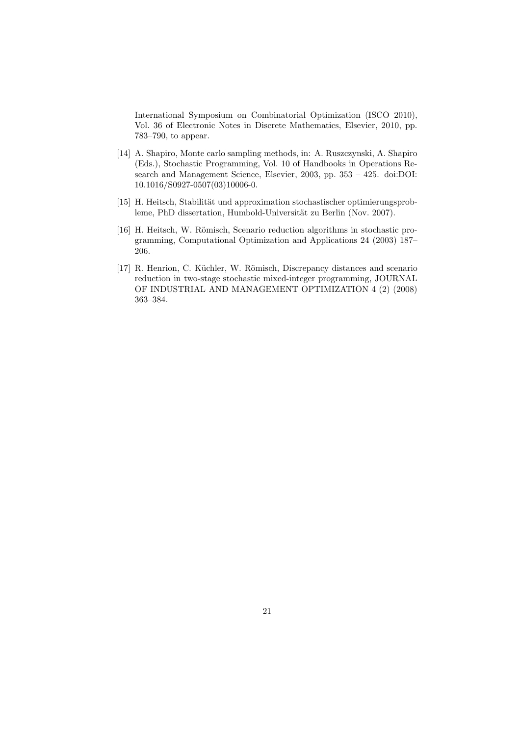International Symposium on Combinatorial Optimization (ISCO 2010), Vol. 36 of Electronic Notes in Discrete Mathematics, Elsevier, 2010, pp. 783–790, to appear.

[14] A. Shapiro, Monte carlo sampling methods, in: A. Ruszczynski, A. Shapiro (Eds.), Stochastic Programming, Vol. 10 of Handbooks in Operations Research and Management Science, Elsevier, 2003, pp. 353 – 425. doi:DOI: 10.1016/S0927-0507(03)10006-0.

[15] H. Heitsch, Stabilität und approximation stochastischer optimierungsprobleme, PhD dissertation, Humbold-Universität zu Berlin (Nov. 2007).

[16] H. Heitsch, W. Römisch, Scenario reduction algorithms in stochastic programming, Computational Optimization and Applications 24 (2003) 187–206.

[17] R. Henrion, C. Küchler, W. Römisch, Discrepancy distances and scenario reduction in two-stage stochastic mixed-integer programming, JOURNAL OF INDUSTRIAL AND MANAGEMENT OPTIMIZATION 4 (2) (2008) 363–384.